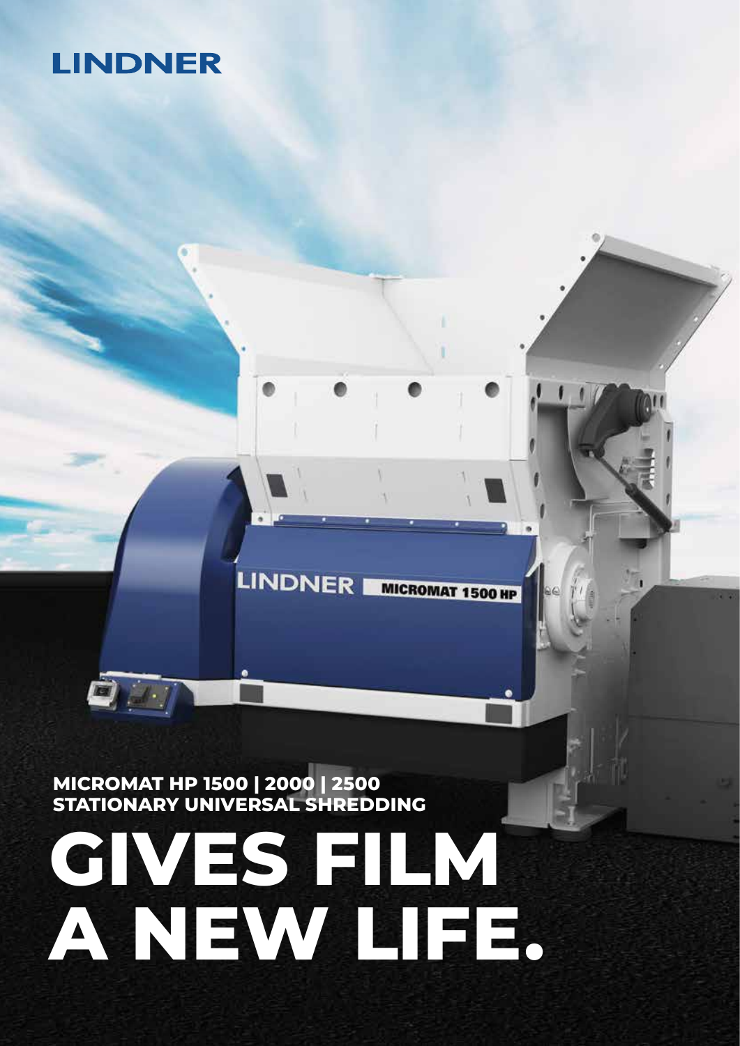LINDNER

MICROMAT HP 1500 | 2000 | 2500
STATIONARY UNIVERSAL SHREDDING

# GIVES FILM A NEW LIFE.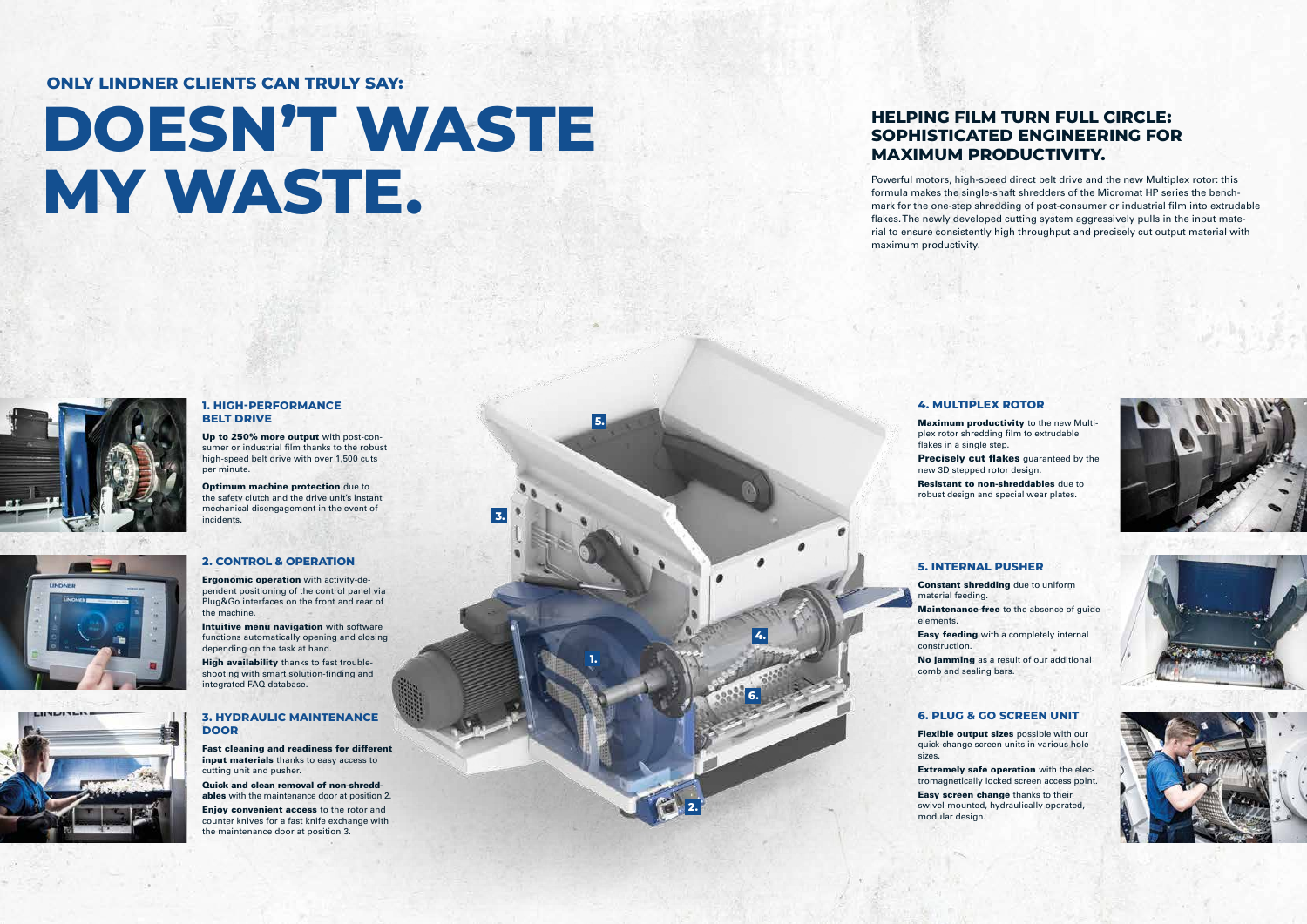## ONLY LINDNER CLIENTS CAN TRULY SAY:

# DOESN'T WASTE MY WASTE.

## HELPING FILM TURN FULL CIRCLE: SOPHISTICATED ENGINEERING FOR MAXIMUM PRODUCTIVITY.

Powerful motors, high-speed direct belt drive and the new Multiplex rotor: this formula makes the single-shaft shredders of the Micromat HP series the benchmark for the one-step shredding of post-consumer or industrial film into extrudable flakes. The newly developed cutting system aggressively pulls in the input material to ensure consistently high throughput and precisely cut output material with maximum productivity.

### 1. HIGH-PERFORMANCE BELT DRIVE

**Up to 250% more output** with post-consumer or industrial film thanks to the robust high-speed belt drive with over 1,500 cuts per minute.

**Optimum machine protection** due to the safety clutch and the drive unit's instant mechanical disengagement in the event of incidents.

### 2. CONTROL & OPERATION

**Ergonomic operation** with activity-dependent positioning of the control panel via Plug&Go interfaces on the front and rear of the machine.

**Intuitive menu navigation** with software functions automatically opening and closing depending on the task at hand.

**High availability** thanks to fast troubleshooting with smart solution-finding and integrated FAQ database.

### 3. HYDRAULIC MAINTENANCE DOOR

**Fast cleaning and readiness for different input materials** thanks to easy access to cutting unit and pusher.

**Quick and clean removal of non-shreddables** with the maintenance door at position 2.

**Enjoy convenient access** to the rotor and counter knives for a fast knife exchange with the maintenance door at position 3.

### 4. MULTIPLEX ROTOR

**Maximum productivity** to the new Multiplex rotor shredding film to extrudable flakes in a single step.

**Precisely cut flakes** guaranteed by the new 3D stepped rotor design.

**Resistant to non-shreddables** due to robust design and special wear plates.

### 5. INTERNAL PUSHER

**Constant shredding** due to uniform material feeding.

**Maintenance-free** to the absence of guide elements.

**Easy feeding** with a completely internal construction.

**No jamming** as a result of our additional comb and sealing bars.

### 6. PLUG & GO SCREEN UNIT

**Flexible output sizes** possible with our quick-change screen units in various hole sizes.

**Extremely safe operation** with the electromagnetically locked screen access point.

**Easy screen change** thanks to their swivel-mounted, hydraulically operated, modular design.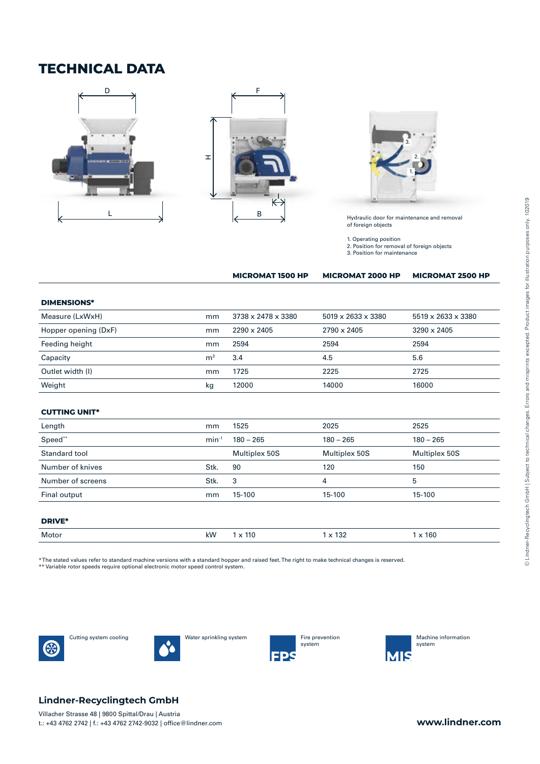# TECHNICAL DATA

D

L

F

H

I

B

Hydraulic door for maintenance and removal of foreign objects

1. Operating position
2. Position for removal of foreign objects
3. Position for maintenance

| | | MICROMAT 1500 HP | MICROMAT 2000 HP | MICROMAT 2500 HP |
|---|---|---|---|---|
| **DIMENSIONS*** | | | | |
| Measure (LxWxH) | mm | 3738 x 2478 x 3380 | 5019 x 2633 x 3380 | 5519 x 2633 x 3380 |
| Hopper opening (DxF) | mm | 2290 x 2405 | 2790 x 2405 | 3290 x 2405 |
| Feeding height | mm | 2594 | 2594 | 2594 |
| Capacity | $m^3$ | 3.4 | 4.5 | 5.6 |
| Outlet width (I) | mm | 1725 | 2225 | 2725 |
| Weight | kg | 12000 | 14000 | 16000 |
| **CUTTING UNIT*** | | | | |
| Length | mm | 1525 | 2025 | 2525 |
| Speed** | $min^{-1}$ | 180 – 265 | 180 – 265 | 180 – 265 |
| Standard tool | | Multiplex 50S | Multiplex 50S | Multiplex 50S |
| Number of knives | Stk. | 90 | 120 | 150 |
| Number of screens | Stk. | 3 | 4 | 5 |
| Final output | mm | 15-100 | 15-100 | 15-100 |
| **DRIVE*** | | | | |
| Motor | kW | 1 x 110 | 1 x 132 | 1 x 160 |

*The stated values refer to standard machine versions with a standard hopper and raised feet. The right to make technical changes is reserved.
** Variable rotor speeds require optional electronic motor speed control system.

Cutting system cooling

Water sprinkling system

FPS Fire prevention system

MIS Machine information system

© Lindner-Recyclingtech GmbH | Subject to technical changes. Errors and misprints excepted. Product images for illustration purposes only. 102019

**Lindner-Recyclingtech GmbH**

Villacher Strasse 48 | 9800 Spittal/Drau | Austria
t.: +43 4762 2742 | f.: +43 4762 2742-9032 | office@lindner.com

**www.lindner.com**